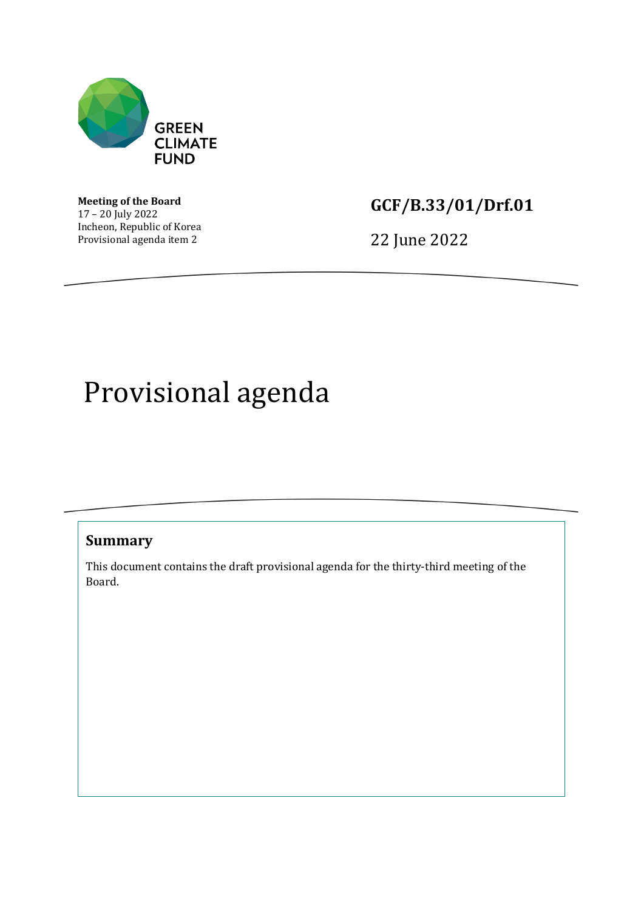GREEN CLIMATE FUND

**Meeting of the Board**
17 – 20 July 2022
Incheon, Republic of Korea
Provisional agenda item 2

**GCF/B.33/01/Drf.01**

22 June 2022

# Provisional agenda

## Summary

This document contains the draft provisional agenda for the thirty-third meeting of the Board.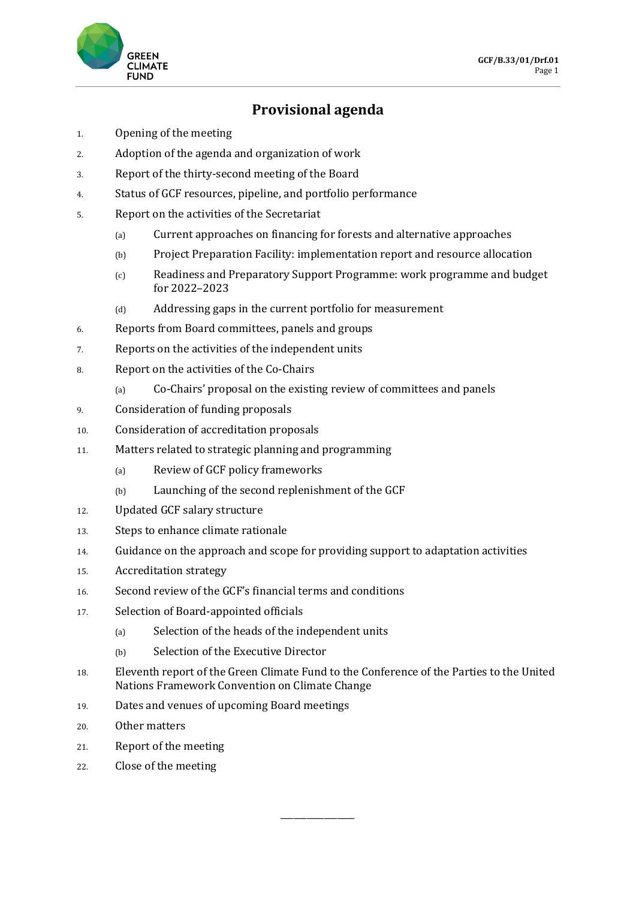# Provisional agenda

1. Opening of the meeting
2. Adoption of the agenda and organization of work
3. Report of the thirty-second meeting of the Board
4. Status of GCF resources, pipeline, and portfolio performance
5. Report on the activities of the Secretariat
   - (a) Current approaches on financing for forests and alternative approaches
   - (b) Project Preparation Facility: implementation report and resource allocation
   - (c) Readiness and Preparatory Support Programme: work programme and budget for 2022–2023
   - (d) Addressing gaps in the current portfolio for measurement
6. Reports from Board committees, panels and groups
7. Reports on the activities of the independent units
8. Report on the activities of the Co-Chairs
   - (a) Co-Chairs' proposal on the existing review of committees and panels
9. Consideration of funding proposals
10. Consideration of accreditation proposals
11. Matters related to strategic planning and programming
    - (a) Review of GCF policy frameworks
    - (b) Launching of the second replenishment of the GCF
12. Updated GCF salary structure
13. Steps to enhance climate rationale
14. Guidance on the approach and scope for providing support to adaptation activities
15. Accreditation strategy
16. Second review of the GCF's financial terms and conditions
17. Selection of Board-appointed officials
    - (a) Selection of the heads of the independent units
    - (b) Selection of the Executive Director
18. Eleventh report of the Green Climate Fund to the Conference of the Parties to the United Nations Framework Convention on Climate Change
19. Dates and venues of upcoming Board meetings
20. Other matters
21. Report of the meeting
22. Close of the meeting